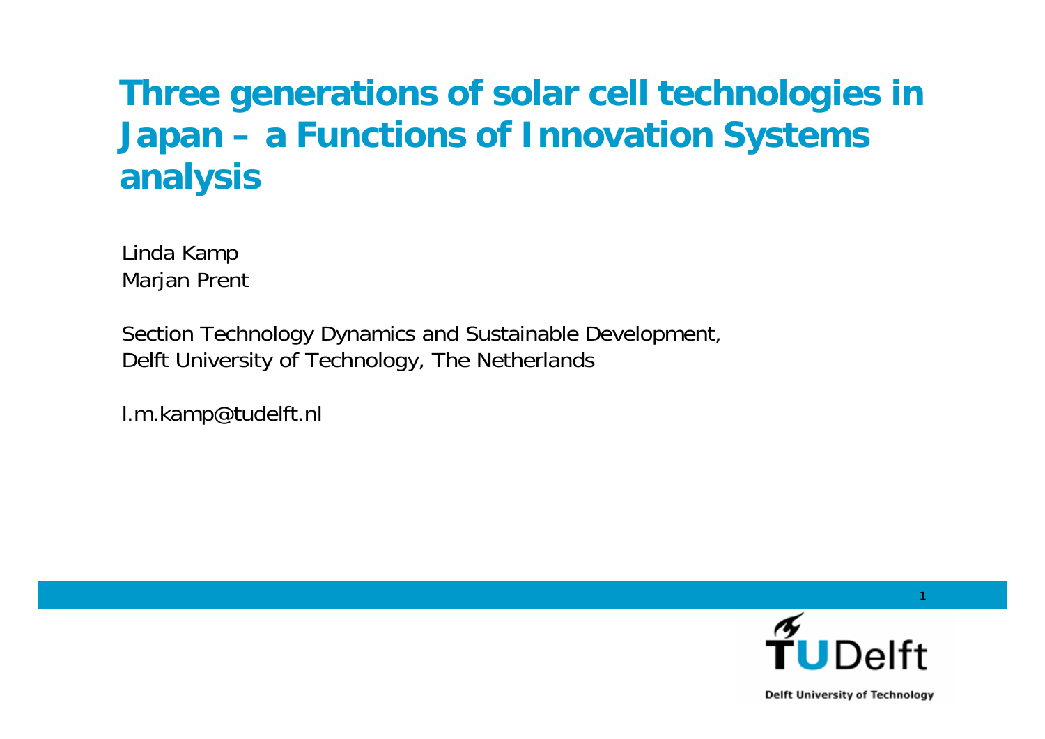# Three generations of solar cell technologies in Japan – a Functions of Innovation Systems analysis

Linda Kamp
Marjan Prent

Section Technology Dynamics and Sustainable Development,
Delft University of Technology, The Netherlands

l.m.kamp@tudelft.nl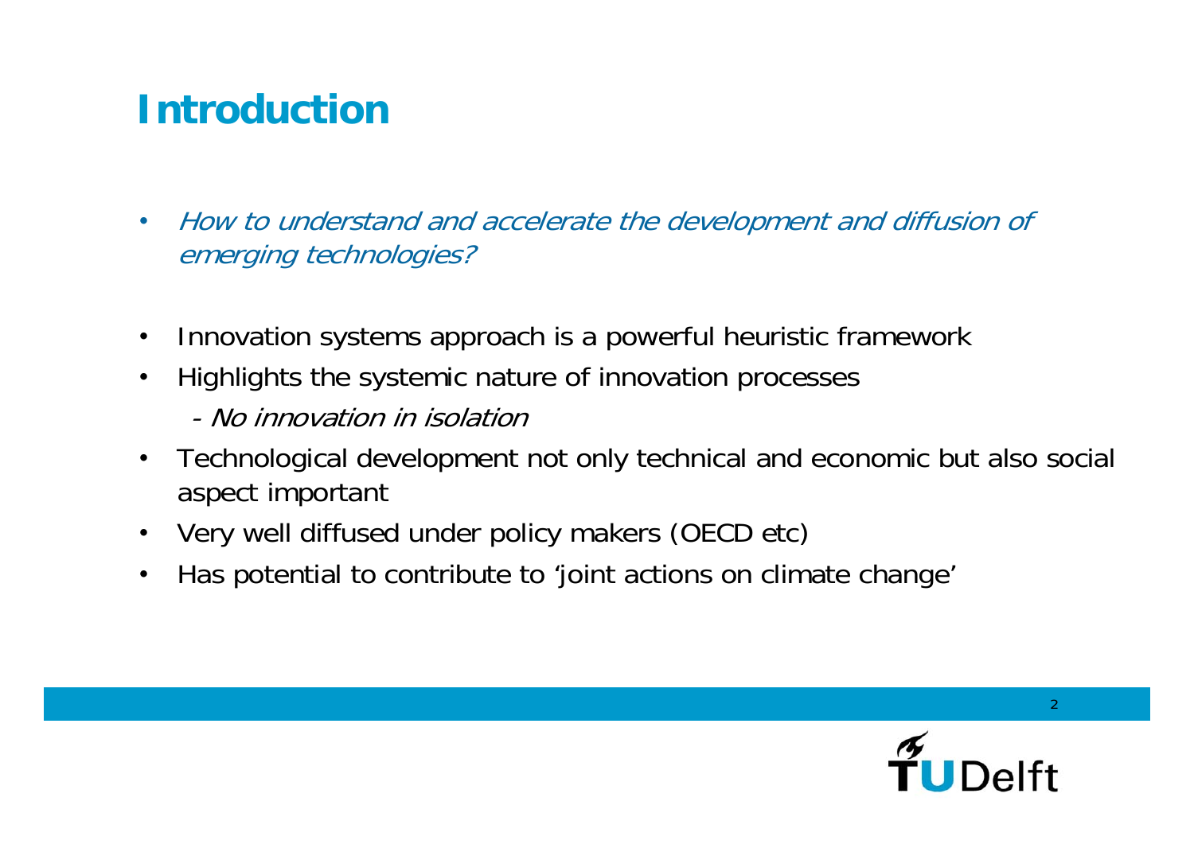# Introduction

- *How to understand and accelerate the development and diffusion of emerging technologies?*

- Innovation systems approach is a powerful heuristic framework
- Highlights the systemic nature of innovation processes
  - *No innovation in isolation*
- Technological development not only technical and economic but also social aspect important
- Very well diffused under policy makers (OECD etc)
- Has potential to contribute to 'joint actions on climate change'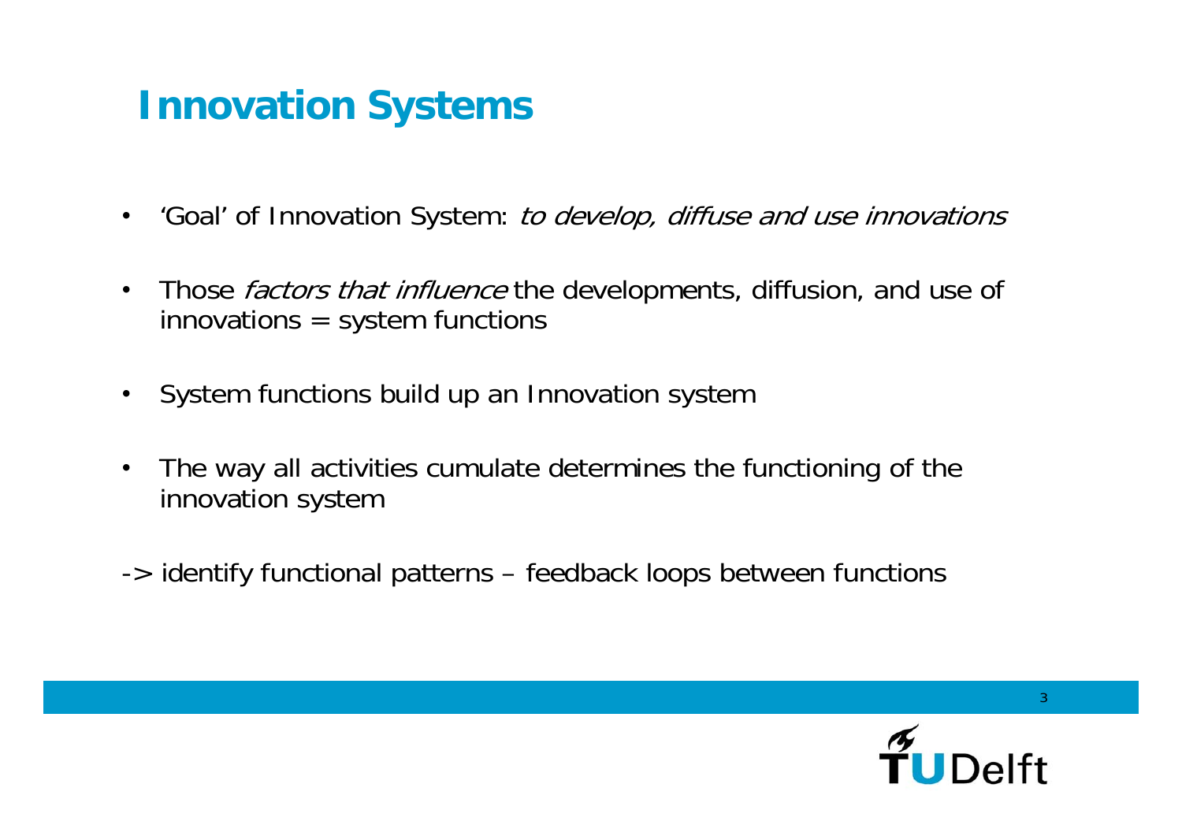# Innovation Systems

- 'Goal' of Innovation System: *to develop, diffuse and use innovations*
- Those *factors that influence* the developments, diffusion, and use of innovations = system functions
- System functions build up an Innovation system
- The way all activities cumulate determines the functioning of the innovation system

-> identify functional patterns – feedback loops between functions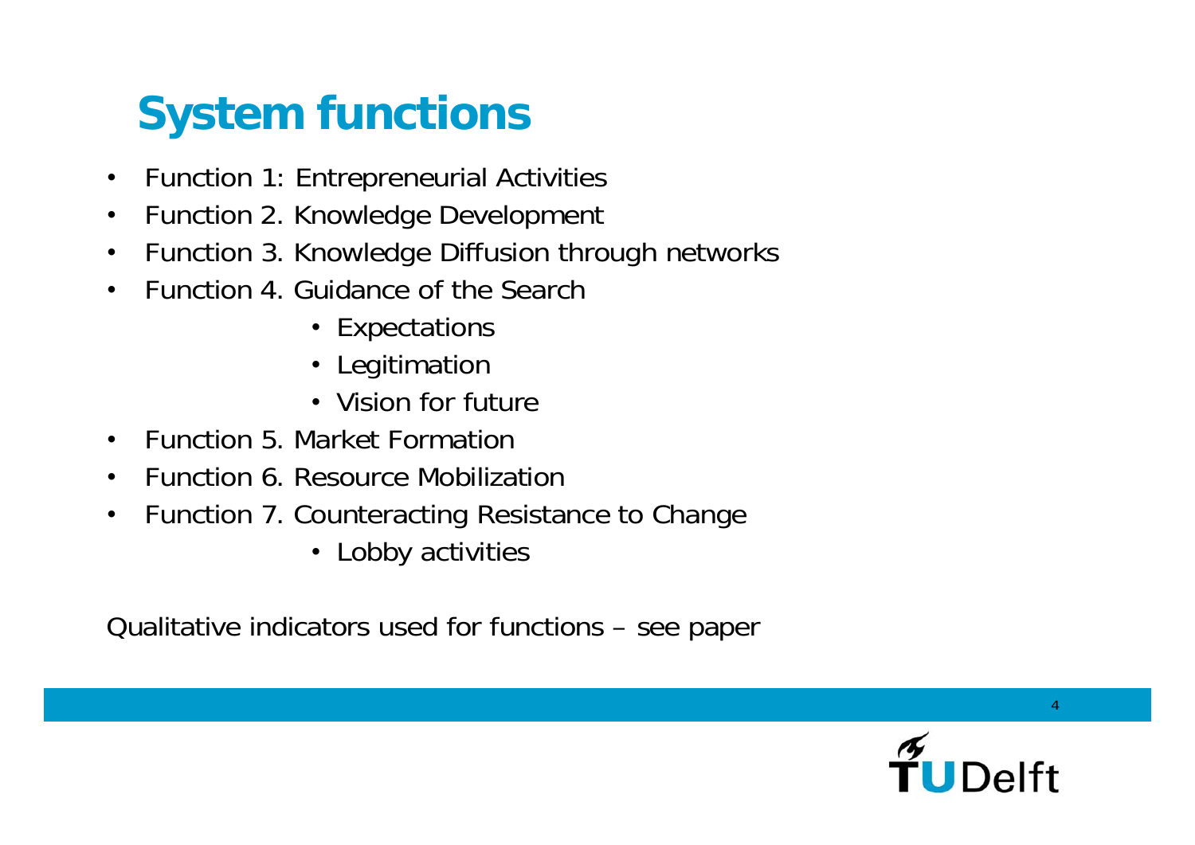# System functions

- Function 1: Entrepreneurial Activities
- Function 2. Knowledge Development
- Function 3. Knowledge Diffusion through networks
- Function 4. Guidance of the Search
    - Expectations
    - Legitimation
    - Vision for future
- Function 5. Market Formation
- Function 6. Resource Mobilization
- Function 7. Counteracting Resistance to Change
    - Lobby activities

Qualitative indicators used for functions – see paper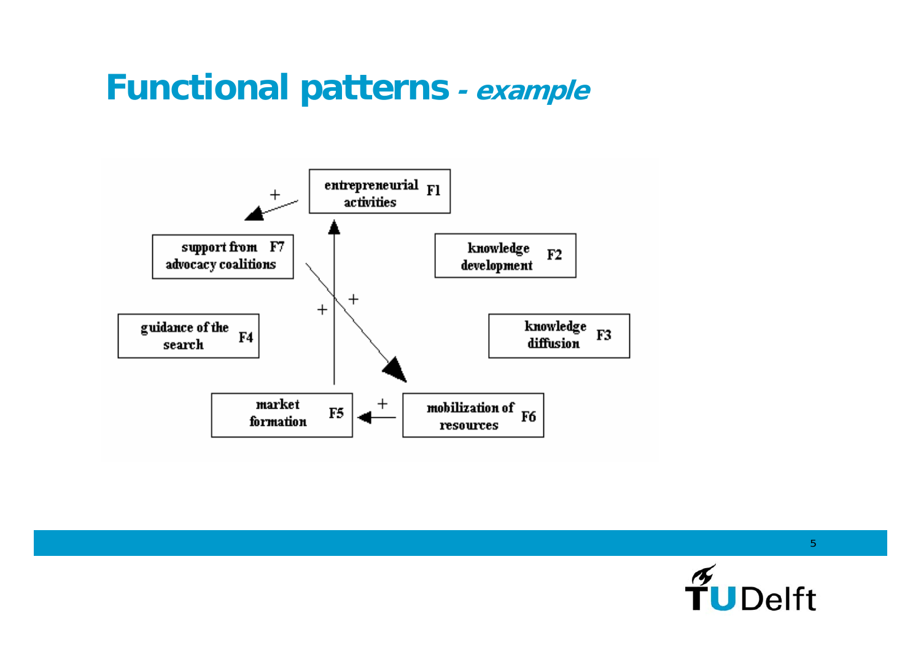# Functional patterns - *example*

entrepreneurial activities F1

knowledge development F2

knowledge diffusion F3

guidance of the search F4

market formation F5

mobilization of resources F6

support from advocacy coalitions F7

+ + + +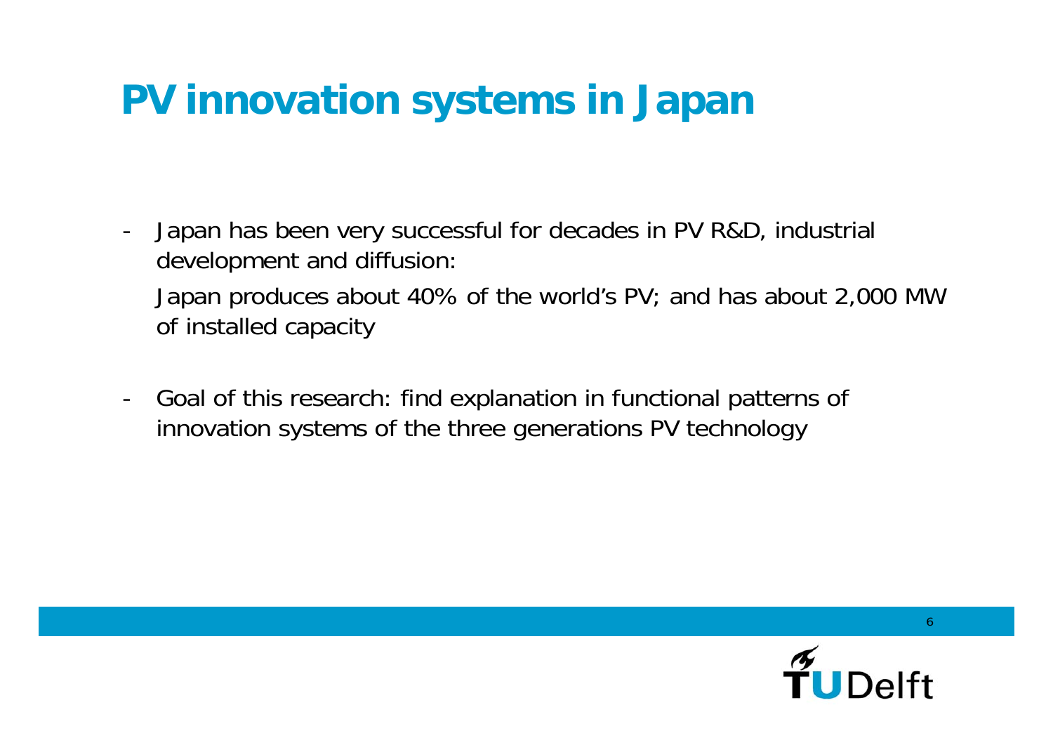# PV innovation systems in Japan

- Japan has been very successful for decades in PV R&D, industrial development and diffusion:

  Japan produces about 40% of the world's PV; and has about 2,000 MW of installed capacity

- Goal of this research: find explanation in functional patterns of innovation systems of the three generations PV technology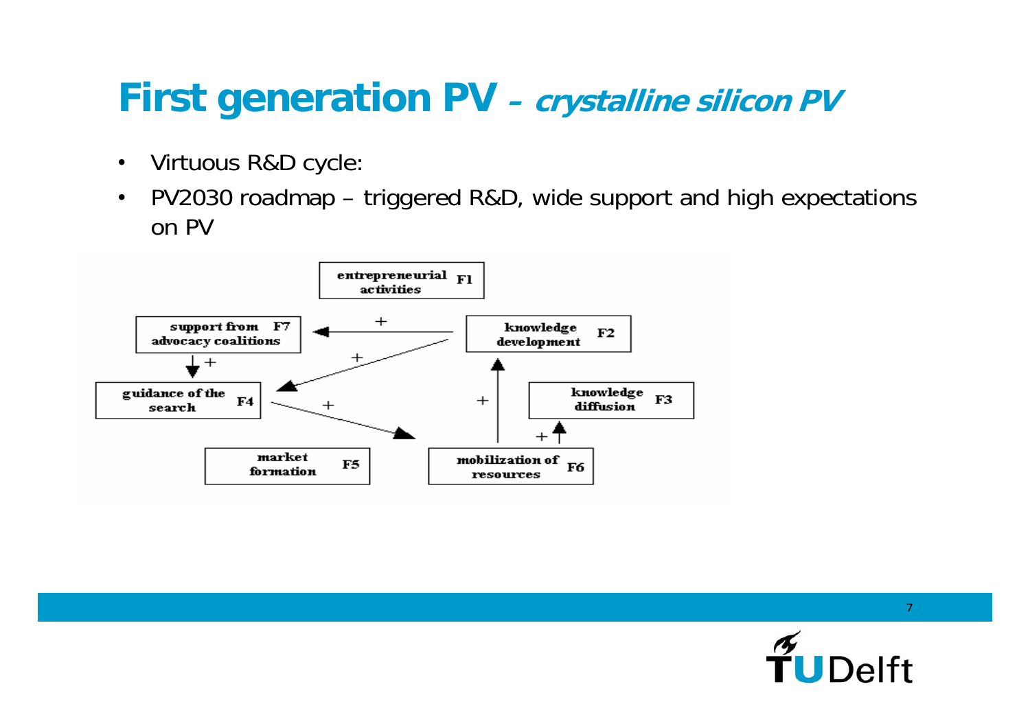# First generation PV – *crystalline silicon PV*

- Virtuous R&D cycle:
- PV2030 roadmap – triggered R&D, wide support and high expectations on PV

entrepreneurial activities F1

support from advocacy coalitions F7

knowledge development F2

guidance of the search F4

knowledge diffusion F3

market formation F5

mobilization of resources F6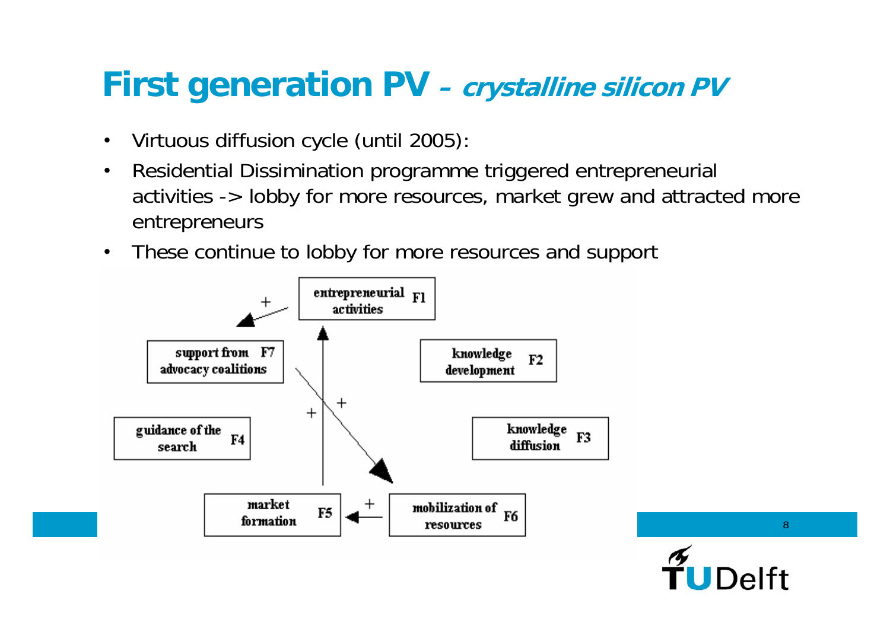# First generation PV – *crystalline silicon PV*

- Virtuous diffusion cycle (until 2005):
- Residential Dissimination programme triggered entrepreneurial activities -> lobby for more resources, market grew and attracted more entrepreneurs
- These continue to lobby for more resources and support

entrepreneurial activities F1

support from advocacy coalitions F7

knowledge development F2

guidance of the search F4

knowledge diffusion F3

market formation F5

mobilization of resources F6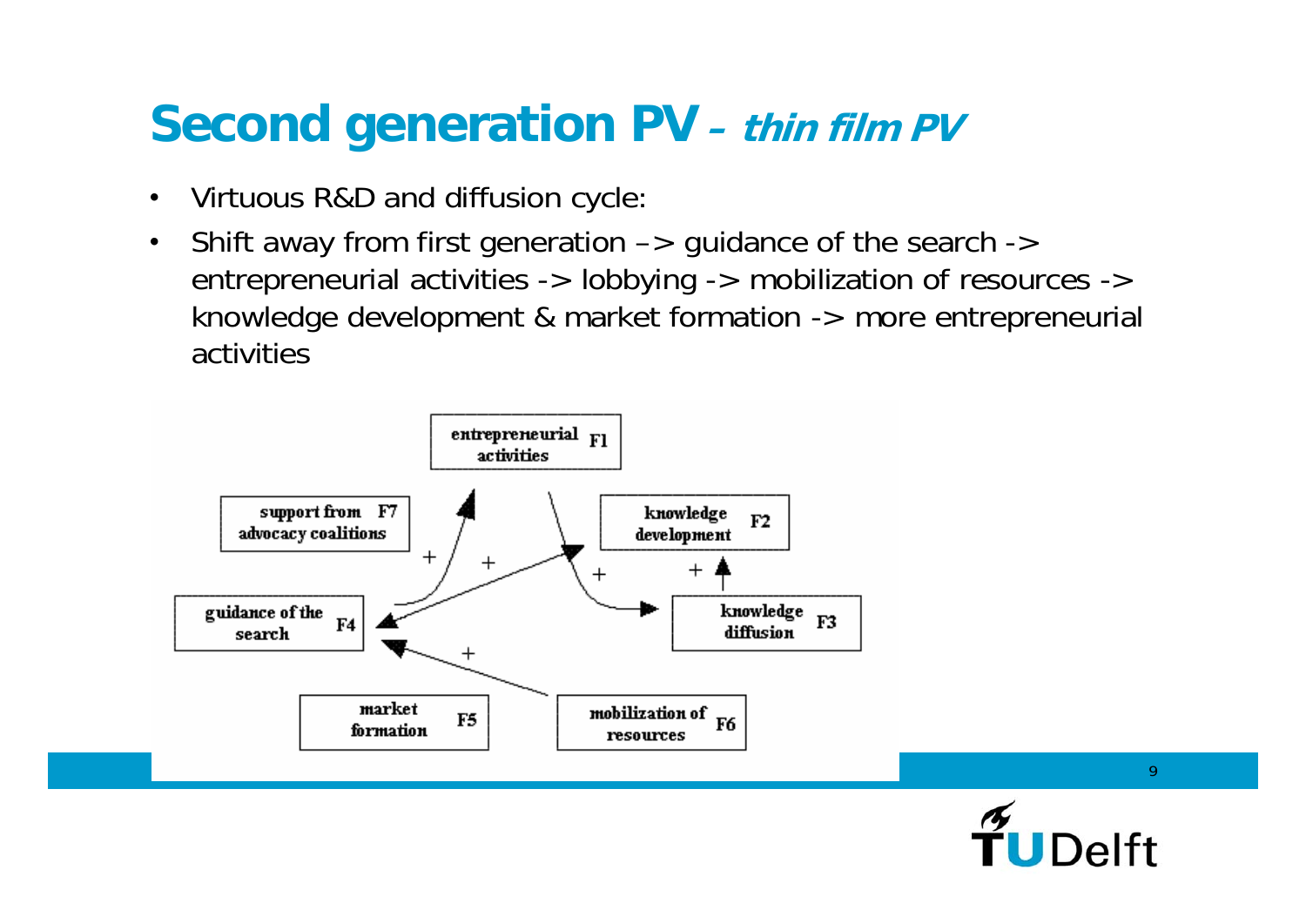# Second generation PV – *thin film PV*

- Virtuous R&D and diffusion cycle:
- Shift away from first generation –> guidance of the search -> entrepreneurial activities -> lobbying -> mobilization of resources -> knowledge development & market formation -> more entrepreneurial activities

entrepreneurial activities F1

support from advocacy coalitions F7

knowledge development F2

guidance of the search F4

knowledge diffusion F3

market formation F5

mobilization of resources F6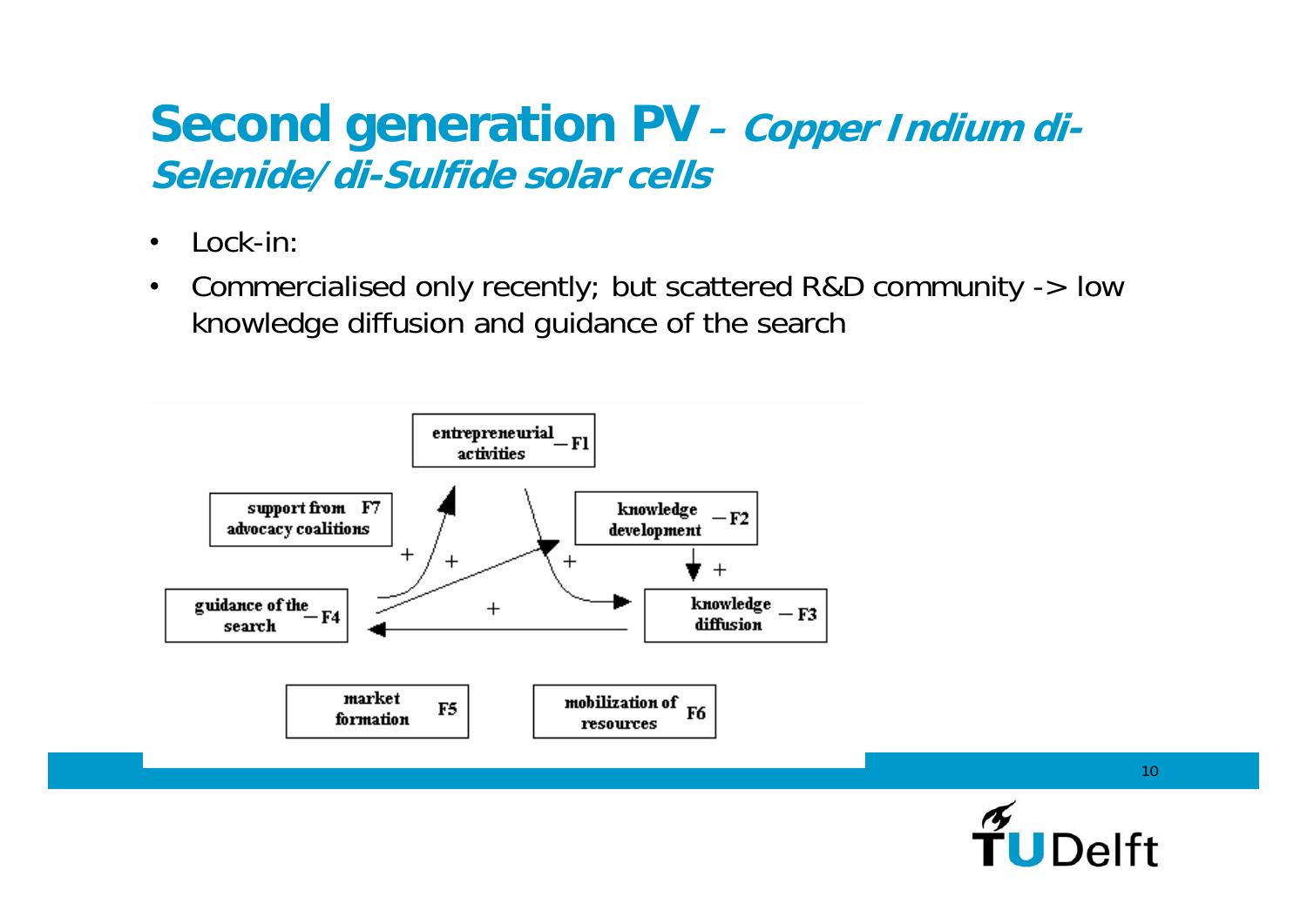# Second generation PV – *Copper Indium di-Selenide/di-Sulfide solar cells*

- Lock-in:
- Commercialised only recently; but scattered R&D community -> low knowledge diffusion and guidance of the search

entrepreneurial activities – F1

support from advocacy coalitions F7

knowledge development – F2

guidance of the search – F4

knowledge diffusion – F3

market formation F5

mobilization of resources F6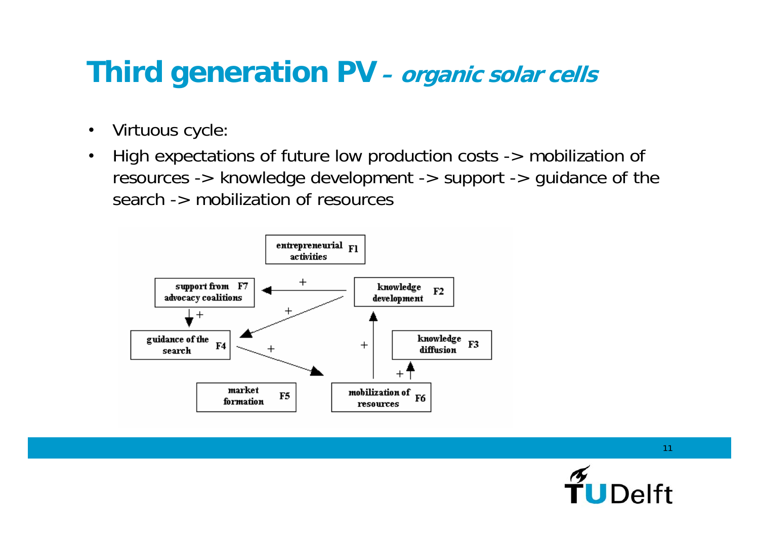# Third generation PV – *organic solar cells*

- Virtuous cycle:
- High expectations of future low production costs -> mobilization of resources -> knowledge development -> support -> guidance of the search -> mobilization of resources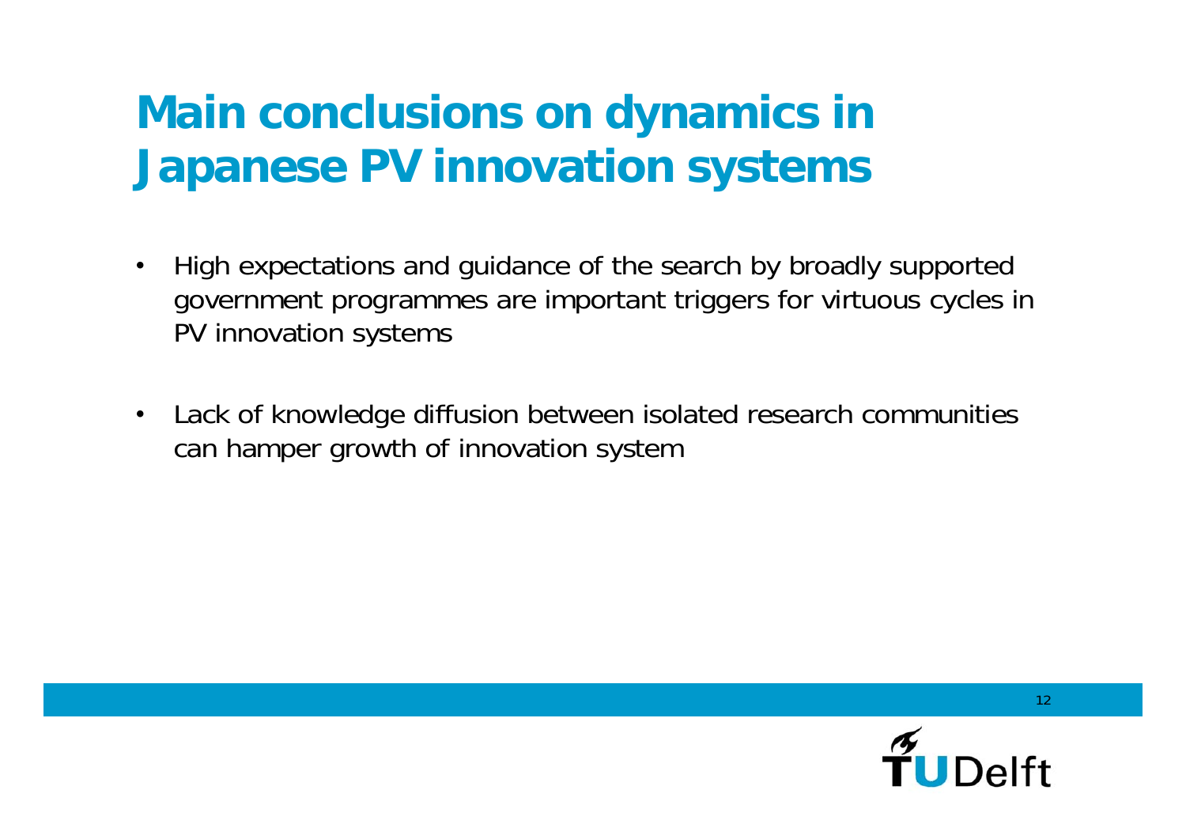# Main conclusions on dynamics in Japanese PV innovation systems

- High expectations and guidance of the search by broadly supported government programmes are important triggers for virtuous cycles in PV innovation systems
- Lack of knowledge diffusion between isolated research communities can hamper growth of innovation system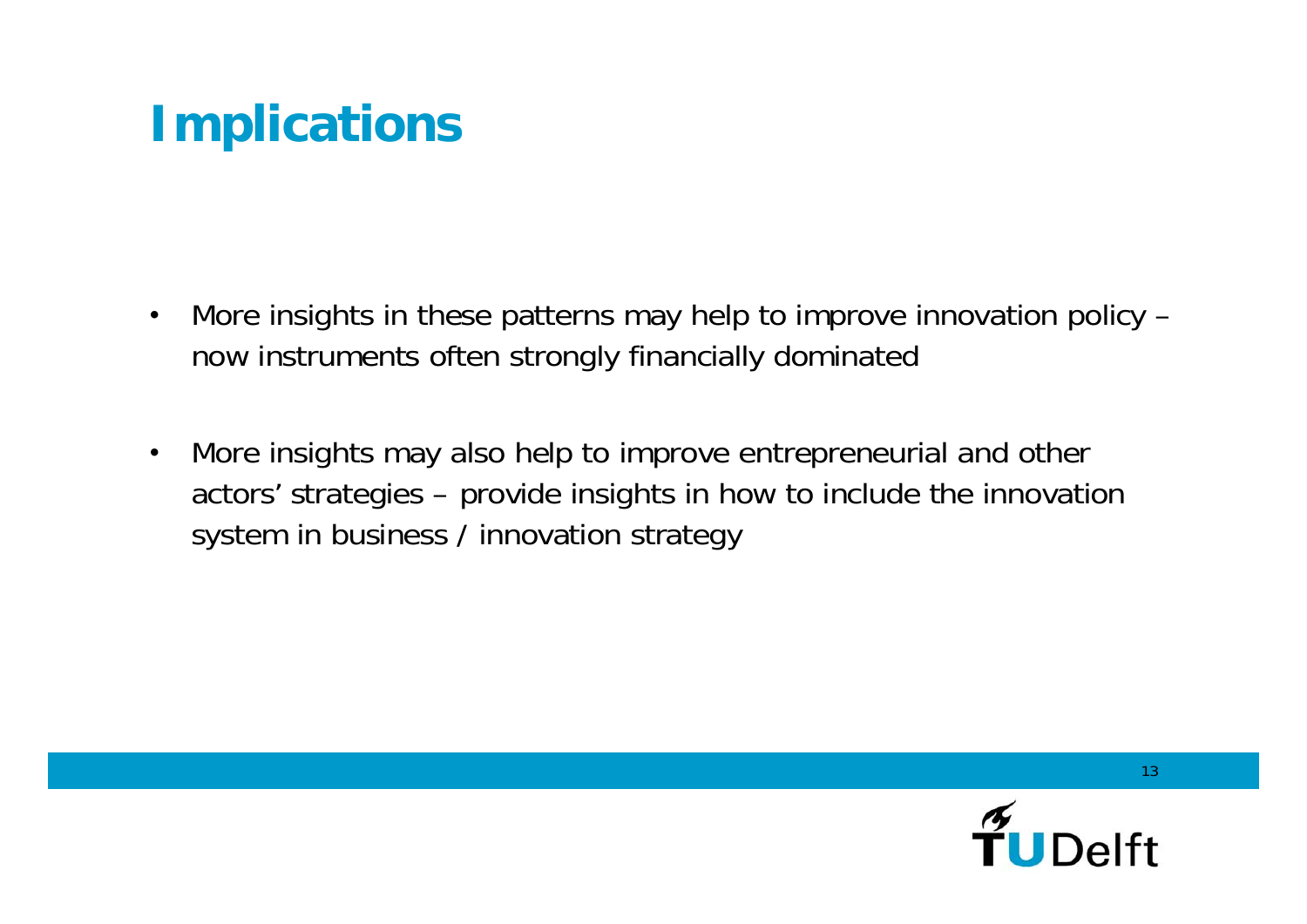# Implications

- More insights in these patterns may help to improve innovation policy – now instruments often strongly financially dominated
- More insights may also help to improve entrepreneurial and other actors' strategies – provide insights in how to include the innovation system in business / innovation strategy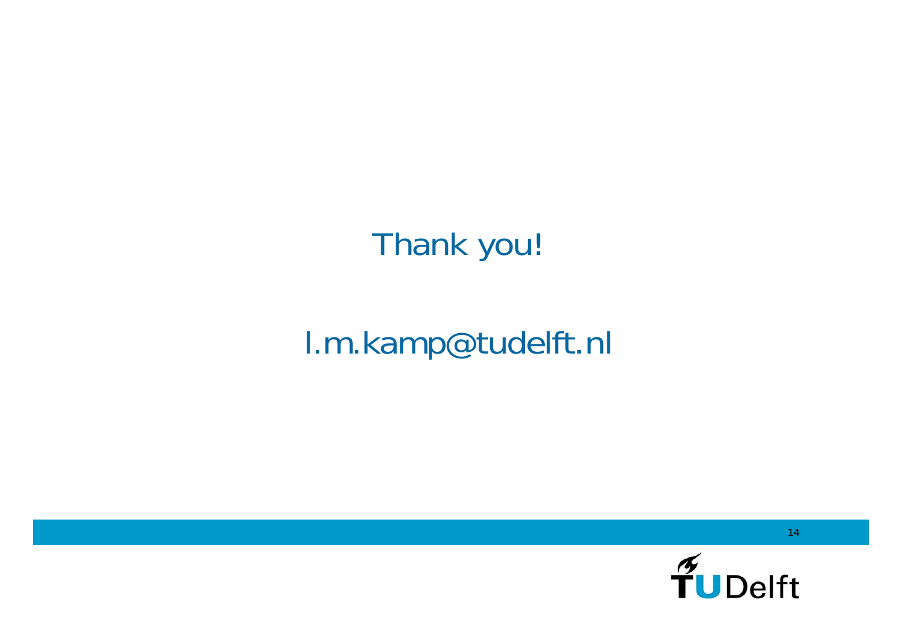Thank you!

l.m.kamp@tudelft.nl